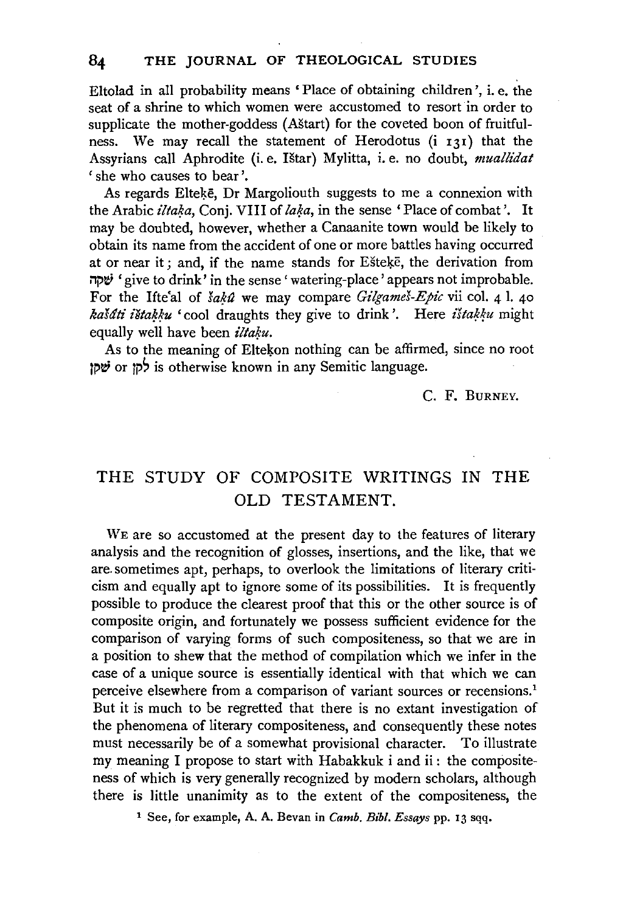Eltolad in all probability means 'Place of obtaining children', i. e. the seat of a shrine to which women were accustomed to resort in order to supplicate the mother-goddess (Aštart) for the coveted boon of fruitfulness. We may recall the statement of Herodotus (i 131) that the Assyrians call Aphrodite (i. e. Ištar) Mylitta, i. e. no doubt, *muallidat* 'she who causes to bear'.

As regards Eltekē, Dr Margoliouth suggests to me a connexion with the Arabic *iltaḳa*, Conj. VIII of *laḳa*, in the sense 'Place of combat'. It may be doubted, however, whether a Canaanite town would be likely to obtain its name from the accident of one or more battles having occurred at or near it; and, if the name stands for Ešteḳē, the derivation from שקה 'give to drink' in the sense 'watering-place' appears not improbable. For the Ifteʿal of *šaḳû* we may compare *Gilgameš-Epic* vii col. 4 l. 40 *kašâti ištaḳḳu* 'cool draughts they give to drink'. Here *ištaḳḳu* might equally well have been *iltaḳu*.

As to the meaning of Elteḳon nothing can be affirmed, since no root שקן or לקן is otherwise known in any Semitic language.

C. F. Burney.

## THE STUDY OF COMPOSITE WRITINGS IN THE OLD TESTAMENT.

We are so accustomed at the present day to the features of literary analysis and the recognition of glosses, insertions, and the like, that we are sometimes apt, perhaps, to overlook the limitations of literary criticism and equally apt to ignore some of its possibilities. It is frequently possible to produce the clearest proof that this or the other source is of composite origin, and fortunately we possess sufficient evidence for the comparison of varying forms of such compositeness, so that we are in a position to shew that the method of compilation which we infer in the case of a unique source is essentially identical with that which we can perceive elsewhere from a comparison of variant sources or recensions.[1] But it is much to be regretted that there is no extant investigation of the phenomena of literary compositeness, and consequently these notes must necessarily be of a somewhat provisional character. To illustrate my meaning I propose to start with Habakkuk i and ii: the compositeness of which is very generally recognized by modern scholars, although there is little unanimity as to the extent of the compositeness, the

[1] See, for example, A. A. Bevan in *Camb. Bibl. Essays* pp. 13 sqq.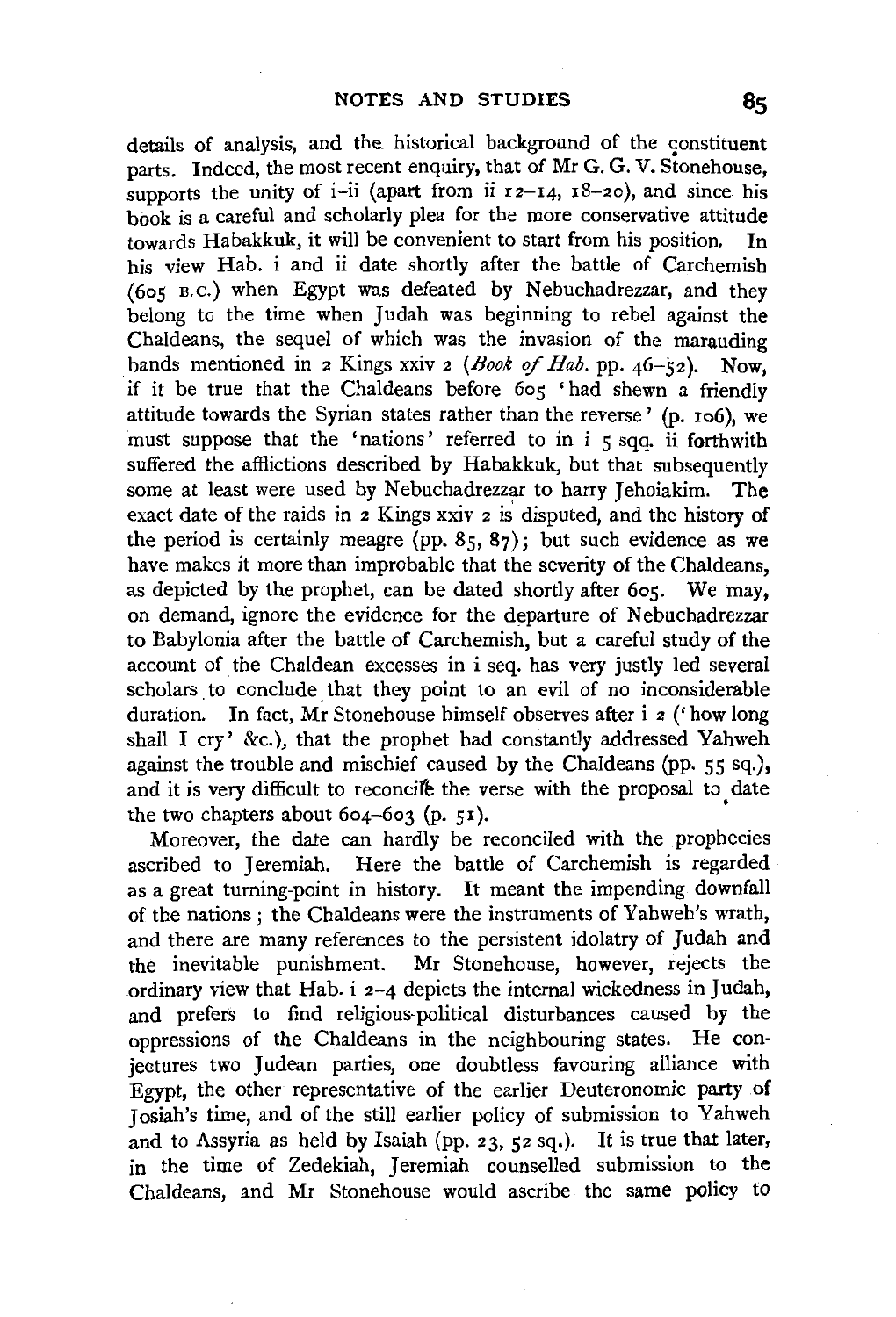details of analysis, and the historical background of the constituent parts. Indeed, the most recent enquiry, that of Mr G. G. V. Stonehouse, supports the unity of i–ii (apart from ii 12–14, 18–20), and since his book is a careful and scholarly plea for the more conservative attitude towards Habakkuk, it will be convenient to start from his position. In his view Hab. i and ii date shortly after the battle of Carchemish (605 B.C.) when Egypt was defeated by Nebuchadrezzar, and they belong to the time when Judah was beginning to rebel against the Chaldeans, the sequel of which was the invasion of the marauding bands mentioned in 2 Kings xxiv 2 (*Book of Hab.* pp. 46–52). Now, if it be true that the Chaldeans before 605 'had shewn a friendly attitude towards the Syrian states rather than the reverse' (p. 106), we must suppose that the 'nations' referred to in i 5 sqq. ii forthwith suffered the afflictions described by Habakkuk, but that subsequently some at least were used by Nebuchadrezzar to harry Jehoiakim. The exact date of the raids in 2 Kings xxiv 2 is disputed, and the history of the period is certainly meagre (pp. 85, 87); but such evidence as we have makes it more than improbable that the severity of the Chaldeans, as depicted by the prophet, can be dated shortly after 605. We may, on demand, ignore the evidence for the departure of Nebuchadrezzar to Babylonia after the battle of Carchemish, but a careful study of the account of the Chaldean excesses in i seq. has very justly led several scholars to conclude that they point to an evil of no inconsiderable duration. In fact, Mr Stonehouse himself observes after i 2 ('how long shall I cry' &c.), that the prophet had constantly addressed Yahweh against the trouble and mischief caused by the Chaldeans (pp. 55 sq.), and it is very difficult to reconcile the verse with the proposal to date the two chapters about 604–603 (p. 51).

Moreover, the date can hardly be reconciled with the prophecies ascribed to Jeremiah. Here the battle of Carchemish is regarded as a great turning-point in history. It meant the impending downfall of the nations; the Chaldeans were the instruments of Yahweh's wrath, and there are many references to the persistent idolatry of Judah and the inevitable punishment. Mr Stonehouse, however, rejects the ordinary view that Hab. i 2–4 depicts the internal wickedness in Judah, and prefers to find religious-political disturbances caused by the oppressions of the Chaldeans in the neighbouring states. He conjectures two Judean parties, one doubtless favouring alliance with Egypt, the other representative of the earlier Deuteronomic party of Josiah's time, and of the still earlier policy of submission to Yahweh and to Assyria as held by Isaiah (pp. 23, 52 sq.). It is true that later, in the time of Zedekiah, Jeremiah counselled submission to the Chaldeans, and Mr Stonehouse would ascribe the same policy to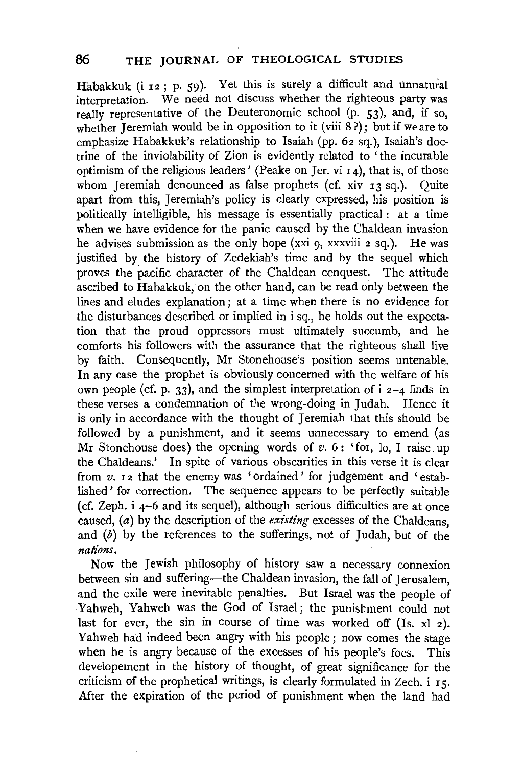Habakkuk (i 12; p. 59). Yet this is surely a difficult and unnatural interpretation. We need not discuss whether the righteous party was really representative of the Deuteronomic school (p. 53), and, if so, whether Jeremiah would be in opposition to it (viii 8?); but if we are to emphasize Habakkuk's relationship to Isaiah (pp. 62 sq.), Isaiah's doctrine of the inviolability of Zion is evidently related to 'the incurable optimism of the religious leaders' (Peake on Jer. vi 14), that is, of those whom Jeremiah denounced as false prophets (cf. xiv 13 sq.). Quite apart from this, Jeremiah's policy is clearly expressed, his position is politically intelligible, his message is essentially practical: at a time when we have evidence for the panic caused by the Chaldean invasion he advises submission as the only hope (xxi 9, xxxviii 2 sq.). He was justified by the history of Zedekiah's time and by the sequel which proves the pacific character of the Chaldean conquest. The attitude ascribed to Habakkuk, on the other hand, can be read only between the lines and eludes explanation; at a time when there is no evidence for the disturbances described or implied in i sq., he holds out the expectation that the proud oppressors must ultimately succumb, and he comforts his followers with the assurance that the righteous shall live by faith. Consequently, Mr Stonehouse's position seems untenable. In any case the prophet is obviously concerned with the welfare of his own people (cf. p. 33), and the simplest interpretation of i 2–4 finds in these verses a condemnation of the wrong-doing in Judah. Hence it is only in accordance with the thought of Jeremiah that this should be followed by a punishment, and it seems unnecessary to emend (as Mr Stonehouse does) the opening words of *v.* 6: 'for, lo, I raise up the Chaldeans.' In spite of various obscurities in this verse it is clear from *v.* 12 that the enemy was 'ordained' for judgement and 'established' for correction. The sequence appears to be perfectly suitable (cf. Zeph. i 4–6 and its sequel), although serious difficulties are at once caused, (*a*) by the description of the *existing* excesses of the Chaldeans, and (*b*) by the references to the sufferings, not of Judah, but of the *nations*.

Now the Jewish philosophy of history saw a necessary connexion between sin and suffering—the Chaldean invasion, the fall of Jerusalem, and the exile were inevitable penalties. But Israel was the people of Yahweh, Yahweh was the God of Israel; the punishment could not last for ever, the sin in course of time was worked off (Is. xl 2). Yahweh had indeed been angry with his people; now comes the stage when he is angry because of the excesses of his people's foes. This developement in the history of thought, of great significance for the criticism of the prophetical writings, is clearly formulated in Zech. i 15. After the expiration of the period of punishment when the land had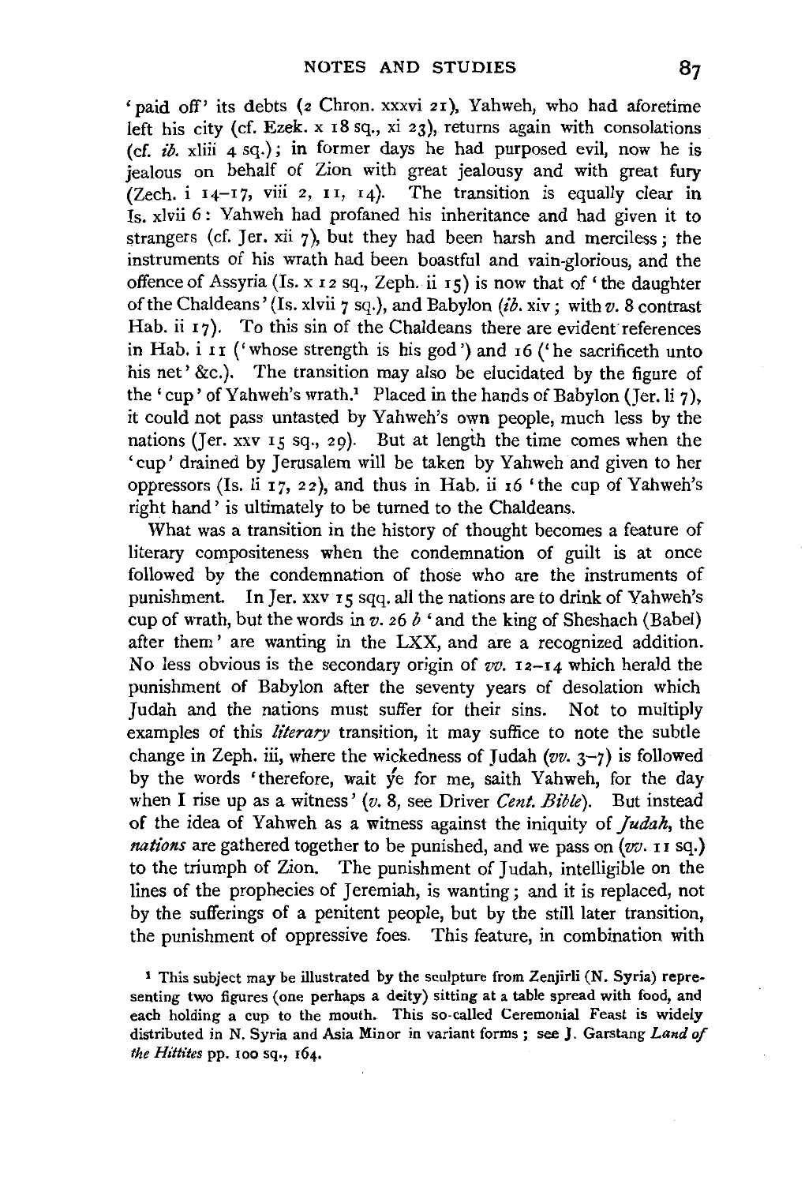'paid off' its debts (2 Chron. xxxvi 21), Yahweh, who had aforetime left his city (cf. Ezek. x 18 sq., xi 23), returns again with consolations (cf. *ib.* xliii 4 sq.); in former days he had purposed evil, now he is jealous on behalf of Zion with great jealousy and with great fury (Zech. i 14–17, viii 2, 11, 14). The transition is equally clear in Is. xlvii 6: Yahweh had profaned his inheritance and had given it to strangers (cf. Jer. xii 7), but they had been harsh and merciless; the instruments of his wrath had been boastful and vain-glorious, and the offence of Assyria (Is. x 12 sq., Zeph. ii 15) is now that of 'the daughter of the Chaldeans' (Is. xlvii 7 sq.), and Babylon (*ib.* xiv; with *v.* 8 contrast Hab. ii 17). To this sin of the Chaldeans there are evident references in Hab. i 11 ('whose strength is his god') and 16 ('he sacrificeth unto his net' &c.). The transition may also be elucidated by the figure of the 'cup' of Yahweh's wrath.[1] Placed in the hands of Babylon (Jer. li 7), it could not pass untasted by Yahweh's own people, much less by the nations (Jer. xxv 15 sq., 29). But at length the time comes when the 'cup' drained by Jerusalem will be taken by Yahweh and given to her oppressors (Is. li 17, 22), and thus in Hab. ii 16 'the cup of Yahweh's right hand' is ultimately to be turned to the Chaldeans.

What was a transition in the history of thought becomes a feature of literary compositeness when the condemnation of guilt is at once followed by the condemnation of those who are the instruments of punishment. In Jer. xxv 15 sqq. all the nations are to drink of Yahweh's cup of wrath, but the words in *v.* 26 *b* 'and the king of Sheshach (Babel) after them' are wanting in the LXX, and are a recognized addition. No less obvious is the secondary origin of *vv.* 12–14 which herald the punishment of Babylon after the seventy years of desolation which Judah and the nations must suffer for their sins. Not to multiply examples of this *literary* transition, it may suffice to note the subtle change in Zeph. iii, where the wickedness of Judah (*vv.* 3–7) is followed by the words 'therefore, wait ye for me, saith Yahweh, for the day when I rise up as a witness' (*v.* 8, see Driver *Cent. Bible*). But instead of the idea of Yahweh as a witness against the iniquity of *Judah*, the *nations* are gathered together to be punished, and we pass on (*vv.* 11 sq.) to the triumph of Zion. The punishment of Judah, intelligible on the lines of the prophecies of Jeremiah, is wanting; and it is replaced, not by the sufferings of a penitent people, but by the still later transition, the punishment of oppressive foes. This feature, in combination with

[1] This subject may be illustrated by the sculpture from Zenjirli (N. Syria) representing two figures (one perhaps a deity) sitting at a table spread with food, and each holding a cup to the mouth. This so-called Ceremonial Feast is widely distributed in N. Syria and Asia Minor in variant forms; see J. Garstang *Land of the Hittites* pp. 100 sq., 164.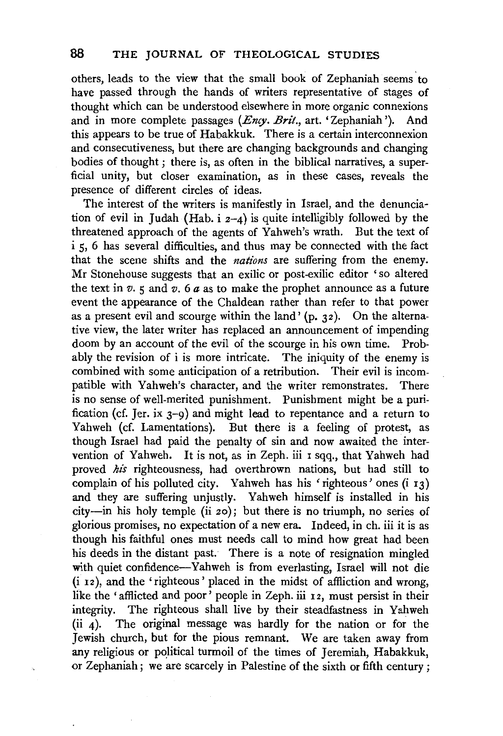others, leads to the view that the small book of Zephaniah seems to have passed through the hands of writers representative of stages of thought which can be understood elsewhere in more organic connexions and in more complete passages (*Ency. Brit.*, art. 'Zephaniah'). And this appears to be true of Habakkuk. There is a certain interconnexion and consecutiveness, but there are changing backgrounds and changing bodies of thought; there is, as often in the biblical narratives, a superficial unity, but closer examination, as in these cases, reveals the presence of different circles of ideas.

The interest of the writers is manifestly in Israel, and the denunciation of evil in Judah (Hab. i 2–4) is quite intelligibly followed by the threatened approach of the agents of Yahweh's wrath. But the text of i 5, 6 has several difficulties, and thus may be connected with the fact that the scene shifts and the *nations* are suffering from the enemy. Mr Stonehouse suggests that an exilic or post-exilic editor 'so altered the text in *v.* 5 and *v.* 6 *a* as to make the prophet announce as a future event the appearance of the Chaldean rather than refer to that power as a present evil and scourge within the land' (p. 32). On the alternative view, the later writer has replaced an announcement of impending doom by an account of the evil of the scourge in his own time. Probably the revision of i is more intricate. The iniquity of the enemy is combined with some anticipation of a retribution. Their evil is incompatible with Yahweh's character, and the writer remonstrates. There is no sense of well-merited punishment. Punishment might be a purification (cf. Jer. ix 3–9) and might lead to repentance and a return to Yahweh (cf. Lamentations). But there is a feeling of protest, as though Israel had paid the penalty of sin and now awaited the intervention of Yahweh. It is not, as in Zeph. iii 1 sqq., that Yahweh had proved *his* righteousness, had overthrown nations, but had still to complain of his polluted city. Yahweh has his 'righteous' ones (i 13) and they are suffering unjustly. Yahweh himself is installed in his city—in his holy temple (ii 20); but there is no triumph, no series of glorious promises, no expectation of a new era. Indeed, in ch. iii it is as though his faithful ones must needs call to mind how great had been his deeds in the distant past. There is a note of resignation mingled with quiet confidence—Yahweh is from everlasting, Israel will not die (i 12), and the 'righteous' placed in the midst of affliction and wrong, like the 'afflicted and poor' people in Zeph. iii 12, must persist in their integrity. The righteous shall live by their steadfastness in Yahweh (ii 4). The original message was hardly for the nation or for the Jewish church, but for the pious remnant. We are taken away from any religious or political turmoil of the times of Jeremiah, Habakkuk, or Zephaniah; we are scarcely in Palestine of the sixth or fifth century;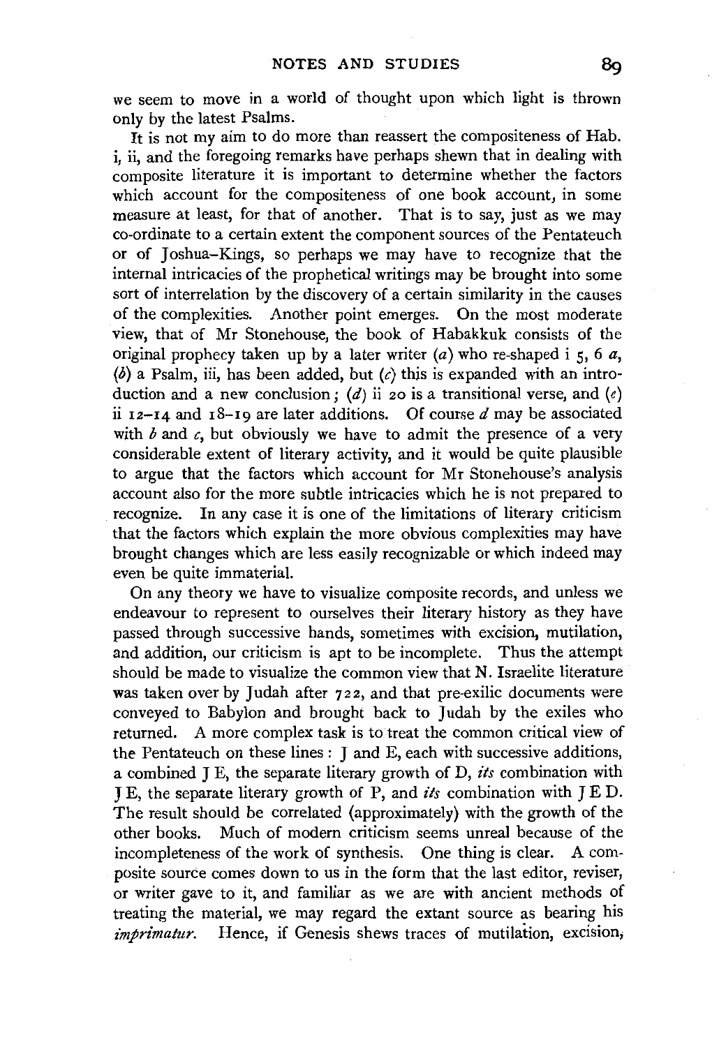we seem to move in a world of thought upon which light is thrown only by the latest Psalms.

It is not my aim to do more than reassert the compositeness of Hab. i, ii, and the foregoing remarks have perhaps shewn that in dealing with composite literature it is important to determine whether the factors which account for the compositeness of one book account, in some measure at least, for that of another. That is to say, just as we may co-ordinate to a certain extent the component sources of the Pentateuch or of Joshua–Kings, so perhaps we may have to recognize that the internal intricacies of the prophetical writings may be brought into some sort of interrelation by the discovery of a certain similarity in the causes of the complexities. Another point emerges. On the most moderate view, that of Mr Stonehouse, the book of Habakkuk consists of the original prophecy taken up by a later writer (*a*) who re-shaped i 5, 6 *a*, (*b*) a Psalm, iii, has been added, but (*c*) this is expanded with an introduction and a new conclusion; (*d*) ii 20 is a transitional verse, and (*e*) ii 12–14 and 18–19 are later additions. Of course *d* may be associated with *b* and *c*, but obviously we have to admit the presence of a very considerable extent of literary activity, and it would be quite plausible to argue that the factors which account for Mr Stonehouse's analysis account also for the more subtle intricacies which he is not prepared to recognize. In any case it is one of the limitations of literary criticism that the factors which explain the more obvious complexities may have brought changes which are less easily recognizable or which indeed may even be quite immaterial.

On any theory we have to visualize composite records, and unless we endeavour to represent to ourselves their literary history as they have passed through successive hands, sometimes with excision, mutilation, and addition, our criticism is apt to be incomplete. Thus the attempt should be made to visualize the common view that N. Israelite literature was taken over by Judah after 722, and that pre-exilic documents were conveyed to Babylon and brought back to Judah by the exiles who returned. A more complex task is to treat the common critical view of the Pentateuch on these lines: J and E, each with successive additions, a combined J E, the separate literary growth of D, *its* combination with J E, the separate literary growth of P, and *its* combination with J E D. The result should be correlated (approximately) with the growth of the other books. Much of modern criticism seems unreal because of the incompleteness of the work of synthesis. One thing is clear. A composite source comes down to us in the form that the last editor, reviser, or writer gave to it, and familiar as we are with ancient methods of treating the material, we may regard the extant source as bearing his *imprimatur*. Hence, if Genesis shews traces of mutilation, excision,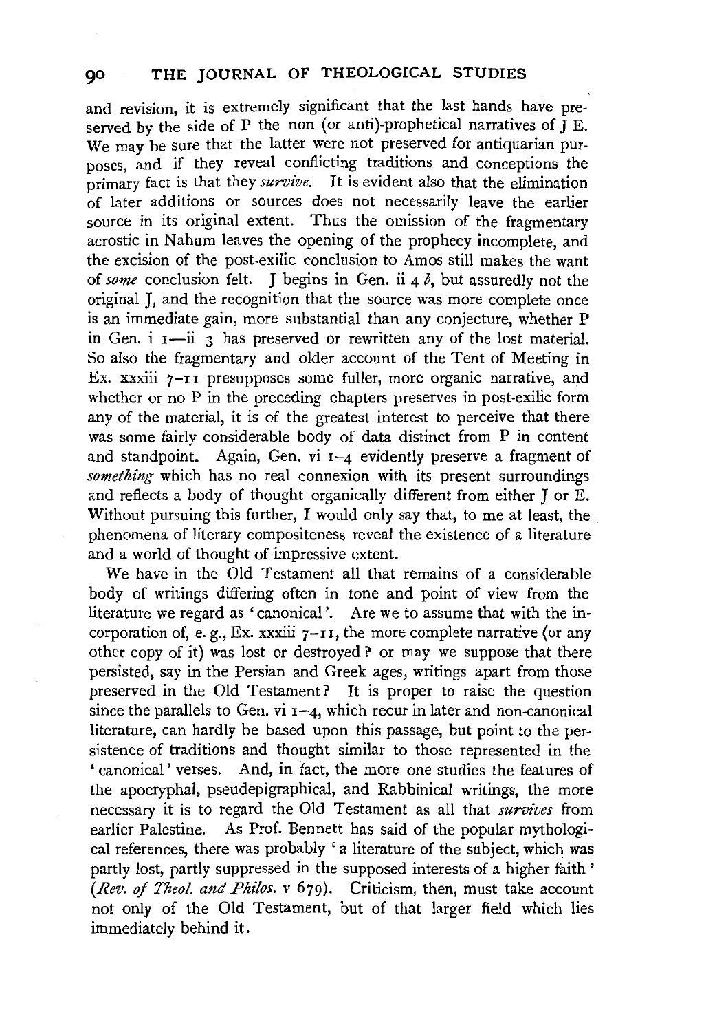and revision, it is extremely significant that the last hands have preserved by the side of P the non (or anti)-prophetical narratives of J E. We may be sure that the latter were not preserved for antiquarian purposes, and if they reveal conflicting traditions and conceptions the primary fact is that they *survive*. It is evident also that the elimination of later additions or sources does not necessarily leave the earlier source in its original extent. Thus the omission of the fragmentary acrostic in Nahum leaves the opening of the prophecy incomplete, and the excision of the post-exilic conclusion to Amos still makes the want of *some* conclusion felt. J begins in Gen. ii 4 *b*, but assuredly not the original J, and the recognition that the source was more complete once is an immediate gain, more substantial than any conjecture, whether P in Gen. i 1—ii 3 has preserved or rewritten any of the lost material. So also the fragmentary and older account of the Tent of Meeting in Ex. xxxiii 7–11 presupposes some fuller, more organic narrative, and whether or no P in the preceding chapters preserves in post-exilic form any of the material, it is of the greatest interest to perceive that there was some fairly considerable body of data distinct from P in content and standpoint. Again, Gen. vi 1–4 evidently preserve a fragment of *something* which has no real connexion with its present surroundings and reflects a body of thought organically different from either J or E. Without pursuing this further, I would only say that, to me at least, the phenomena of literary compositeness reveal the existence of a literature and a world of thought of impressive extent.

We have in the Old Testament all that remains of a considerable body of writings differing often in tone and point of view from the literature we regard as 'canonical'. Are we to assume that with the incorporation of, e.g., Ex. xxxiii 7–11, the more complete narrative (or any other copy of it) was lost or destroyed? or may we suppose that there persisted, say in the Persian and Greek ages, writings apart from those preserved in the Old Testament? It is proper to raise the question since the parallels to Gen. vi 1–4, which recur in later and non-canonical literature, can hardly be based upon this passage, but point to the persistence of traditions and thought similar to those represented in the 'canonical' verses. And, in fact, the more one studies the features of the apocryphal, pseudepigraphical, and Rabbinical writings, the more necessary it is to regard the Old Testament as all that *survives* from earlier Palestine. As Prof. Bennett has said of the popular mythological references, there was probably 'a literature of the subject, which was partly lost, partly suppressed in the supposed interests of a higher faith' (*Rev. of Theol. and Philos.* v 679). Criticism, then, must take account not only of the Old Testament, but of that larger field which lies immediately behind it.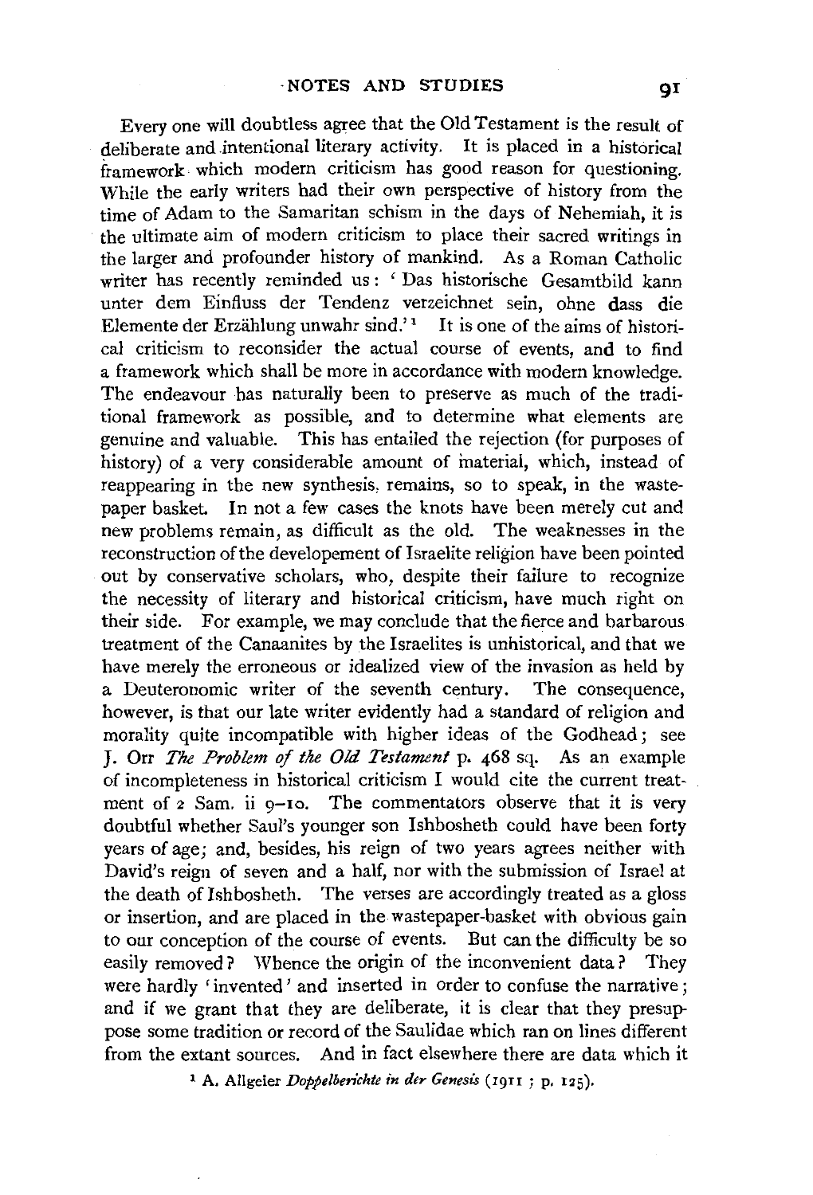Every one will doubtless agree that the Old Testament is the result of deliberate and intentional literary activity. It is placed in a historical framework which modern criticism has good reason for questioning. While the early writers had their own perspective of history from the time of Adam to the Samaritan schism in the days of Nehemiah, it is the ultimate aim of modern criticism to place their sacred writings in the larger and profounder history of mankind. As a Roman Catholic writer has recently reminded us: 'Das historische Gesamtbild kann unter dem Einfluss der Tendenz verzeichnet sein, ohne dass die Elemente der Erzählung unwahr sind.'[1] It is one of the aims of historical criticism to reconsider the actual course of events, and to find a framework which shall be more in accordance with modern knowledge. The endeavour has naturally been to preserve as much of the traditional framework as possible, and to determine what elements are genuine and valuable. This has entailed the rejection (for purposes of history) of a very considerable amount of material, which, instead of reappearing in the new synthesis, remains, so to speak, in the wastepaper basket. In not a few cases the knots have been merely cut and new problems remain, as difficult as the old. The weaknesses in the reconstruction of the developement of Israelite religion have been pointed out by conservative scholars, who, despite their failure to recognize the necessity of literary and historical criticism, have much right on their side. For example, we may conclude that the fierce and barbarous treatment of the Canaanites by the Israelites is unhistorical, and that we have merely the erroneous or idealized view of the invasion as held by a Deuteronomic writer of the seventh century. The consequence, however, is that our late writer evidently had a standard of religion and morality quite incompatible with higher ideas of the Godhead; see J. Orr *The Problem of the Old Testament* p. 468 sq. As an example of incompleteness in historical criticism I would cite the current treatment of 2 Sam. ii 9–10. The commentators observe that it is very doubtful whether Saul's younger son Ishbosheth could have been forty years of age; and, besides, his reign of two years agrees neither with David's reign of seven and a half, nor with the submission of Israel at the death of Ishbosheth. The verses are accordingly treated as a gloss or insertion, and are placed in the wastepaper-basket with obvious gain to our conception of the course of events. But can the difficulty be so easily removed? Whence the origin of the inconvenient data? They were hardly 'invented' and inserted in order to confuse the narrative; and if we grant that they are deliberate, it is clear that they presuppose some tradition or record of the Saulidae which ran on lines different from the extant sources. And in fact elsewhere there are data which it

[1] A. Allgeier *Doppelberichte in der Genesis* (1911; p. 125).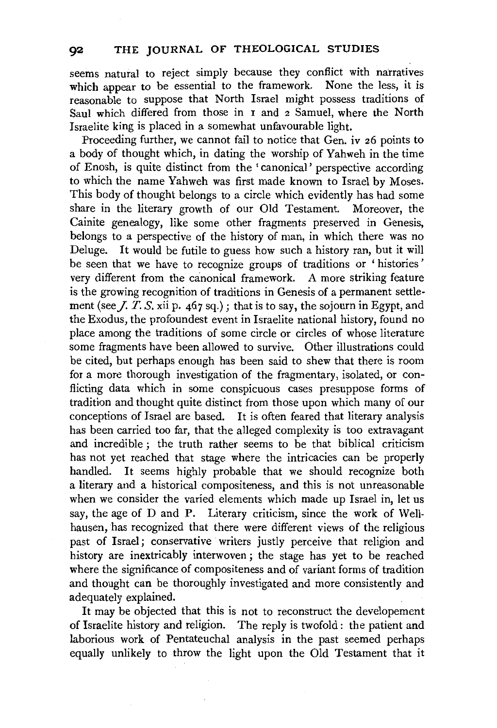seems natural to reject simply because they conflict with narratives which appear to be essential to the framework. None the less, it is reasonable to suppose that North Israel might possess traditions of Saul which differed from those in 1 and 2 Samuel, where the North Israelite king is placed in a somewhat unfavourable light.

Proceeding further, we cannot fail to notice that Gen. iv 26 points to a body of thought which, in dating the worship of Yahweh in the time of Enosh, is quite distinct from the 'canonical' perspective according to which the name Yahweh was first made known to Israel by Moses. This body of thought belongs to a circle which evidently has had some share in the literary growth of our Old Testament. Moreover, the Cainite genealogy, like some other fragments preserved in Genesis, belongs to a perspective of the history of man, in which there was no Deluge. It would be futile to guess how such a history ran, but it will be seen that we have to recognize groups of traditions or 'histories' very different from the canonical framework. A more striking feature is the growing recognition of traditions in Genesis of a permanent settlement (see *J. T. S.* xii p. 467 sq.); that is to say, the sojourn in Egypt, and the Exodus, the profoundest event in Israelite national history, found no place among the traditions of some circle or circles of whose literature some fragments have been allowed to survive. Other illustrations could be cited, but perhaps enough has been said to shew that there is room for a more thorough investigation of the fragmentary, isolated, or conflicting data which in some conspicuous cases presuppose forms of tradition and thought quite distinct from those upon which many of our conceptions of Israel are based. It is often feared that literary analysis has been carried too far, that the alleged complexity is too extravagant and incredible; the truth rather seems to be that biblical criticism has not yet reached that stage where the intricacies can be properly handled. It seems highly probable that we should recognize both a literary and a historical compositeness, and this is not unreasonable when we consider the varied elements which made up Israel in, let us say, the age of D and P. Literary criticism, since the work of Wellhausen, has recognized that there were different views of the religious past of Israel; conservative writers justly perceive that religion and history are inextricably interwoven; the stage has yet to be reached where the significance of compositeness and of variant forms of tradition and thought can be thoroughly investigated and more consistently and adequately explained.

It may be objected that this is not to reconstruct the developement of Israelite history and religion. The reply is twofold: the patient and laborious work of Pentateuchal analysis in the past seemed perhaps equally unlikely to throw the light upon the Old Testament that it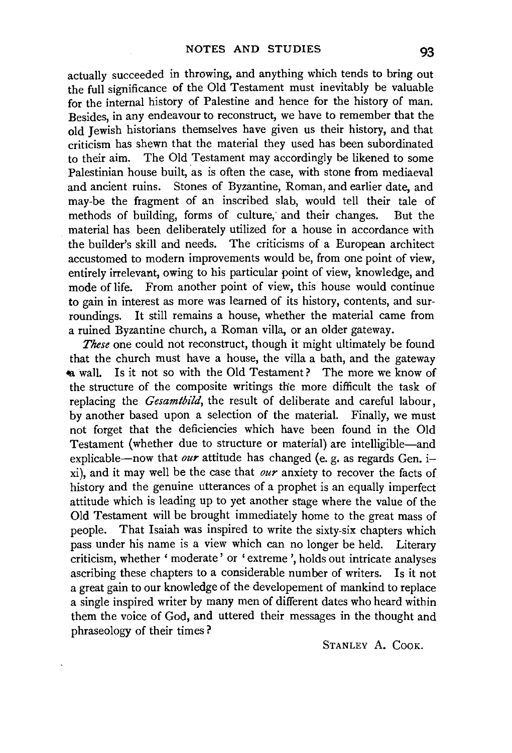actually succeeded in throwing, and anything which tends to bring out the full significance of the Old Testament must inevitably be valuable for the internal history of Palestine and hence for the history of man. Besides, in any endeavour to reconstruct, we have to remember that the old Jewish historians themselves have given us their history, and that criticism has shewn that the material they used has been subordinated to their aim. The Old Testament may accordingly be likened to some Palestinian house built, as is often the case, with stone from mediaeval and ancient ruins. Stones of Byzantine, Roman, and earlier date, and may-be the fragment of an inscribed slab, would tell their tale of methods of building, forms of culture, and their changes. But the material has been deliberately utilized for a house in accordance with the builder's skill and needs. The criticisms of a European architect accustomed to modern improvements would be, from one point of view, entirely irrelevant, owing to his particular point of view, knowledge, and mode of life. From another point of view, this house would continue to gain in interest as more was learned of its history, contents, and surroundings. It still remains a house, whether the material came from a ruined Byzantine church, a Roman villa, or an older gateway.

*These* one could not reconstruct, though it might ultimately be found that the church must have a house, the villa a bath, and the gateway a wall. Is it not so with the Old Testament? The more we know of the structure of the composite writings the more difficult the task of replacing the *Gesamtbild*, the result of deliberate and careful labour, by another based upon a selection of the material. Finally, we must not forget that the deficiencies which have been found in the Old Testament (whether due to structure or material) are intelligible—and explicable—now that *our* attitude has changed (e. g. as regards Gen. i–xi), and it may well be the case that *our* anxiety to recover the facts of history and the genuine utterances of a prophet is an equally imperfect attitude which is leading up to yet another stage where the value of the Old Testament will be brought immediately home to the great mass of people. That Isaiah was inspired to write the sixty-six chapters which pass under his name is a view which can no longer be held. Literary criticism, whether 'moderate' or 'extreme', holds out intricate analyses ascribing these chapters to a considerable number of writers. Is it not a great gain to our knowledge of the developement of mankind to replace a single inspired writer by many men of different dates who heard within them the voice of God, and uttered their messages in the thought and phraseology of their times?

STANLEY A. COOK.